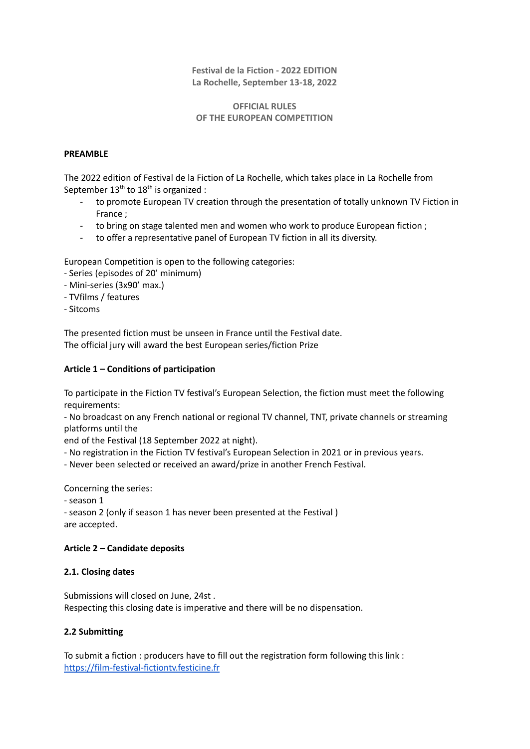**Festival de la Fiction - 2022 EDITION**
**La Rochelle, September 13-18, 2022**

**OFFICIAL RULES**
**OF THE EUROPEAN COMPETITION**

**PREAMBLE**

The 2022 edition of Festival de la Fiction of La Rochelle, which takes place in La Rochelle from September 13th to 18th is organized :

- to promote European TV creation through the presentation of totally unknown TV Fiction in France ;
- to bring on stage talented men and women who work to produce European fiction ;
- to offer a representative panel of European TV fiction in all its diversity.

European Competition is open to the following categories:
- Series (episodes of 20' minimum)
- Mini-series (3x90' max.)
- TVfilms / features
- Sitcoms

The presented fiction must be unseen in France until the Festival date.
The official jury will award the best European series/fiction Prize

**Article 1 – Conditions of participation**

To participate in the Fiction TV festival's European Selection, the fiction must meet the following requirements:
- No broadcast on any French national or regional TV channel, TNT, private channels or streaming platforms until the
end of the Festival (18 September 2022 at night).
- No registration in the Fiction TV festival's European Selection in 2021 or in previous years.
- Never been selected or received an award/prize in another French Festival.

Concerning the series:
- season 1
- season 2 (only if season 1 has never been presented at the Festival )
are accepted.

**Article 2 – Candidate deposits**

**2.1. Closing dates**

Submissions will closed on June, 24st .
Respecting this closing date is imperative and there will be no dispensation.

**2.2 Submitting**

To submit a fiction : producers have to fill out the registration form following this link : [https://film-festival-fictiontv.festicine.fr](https://film-festival-fictiontv.festicine.fr)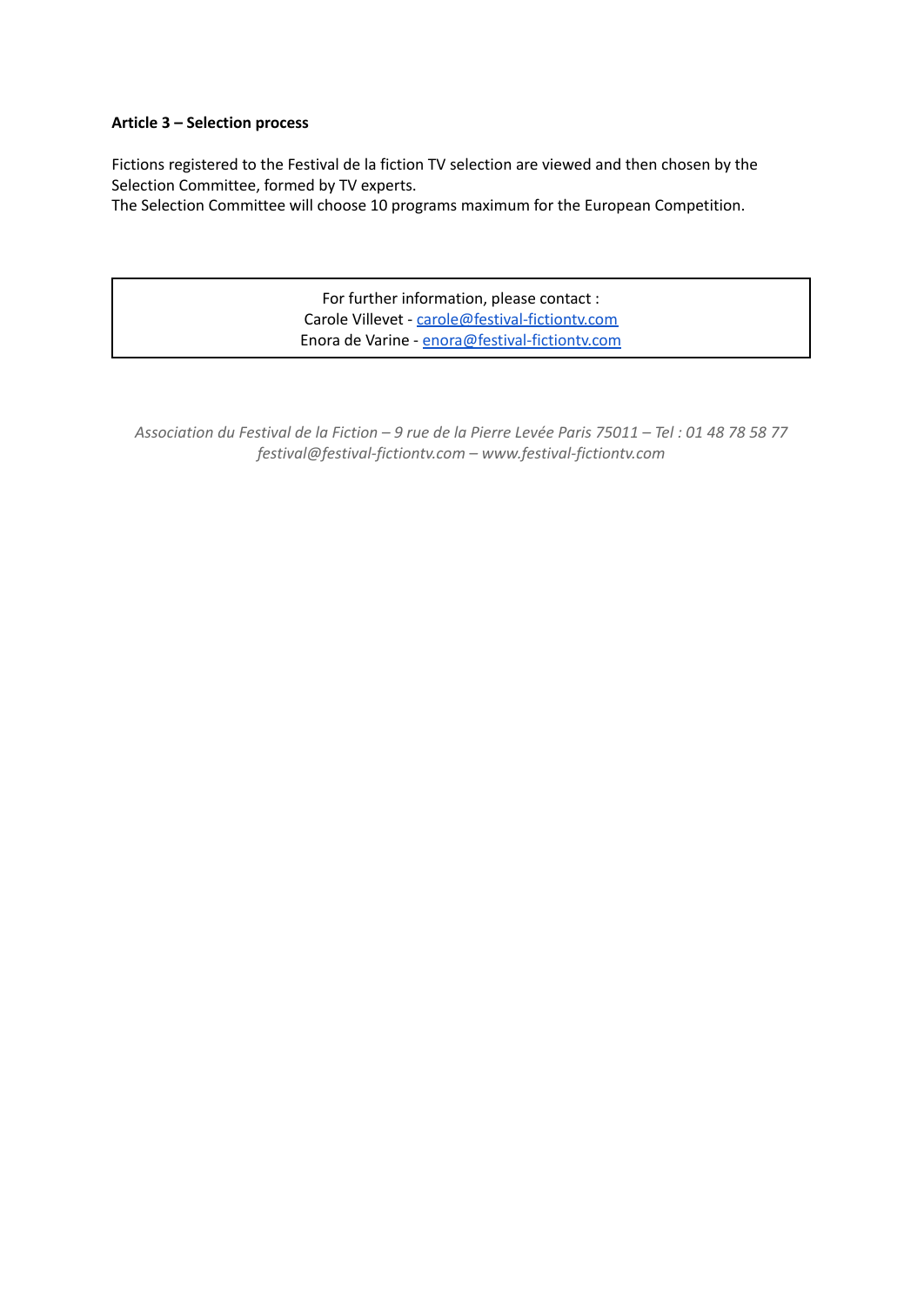**Article 3 – Selection process**

Fictions registered to the Festival de la fiction TV selection are viewed and then chosen by the Selection Committee, formed by TV experts.
The Selection Committee will choose 10 programs maximum for the European Competition.

For further information, please contact :
Carole Villevet - carole@festival-fictiontv.com
Enora de Varine - enora@festival-fictiontv.com

*Association du Festival de la Fiction – 9 rue de la Pierre Levée Paris 75011 – Tel : 01 48 78 58 77*
*festival@festival-fictiontv.com – www.festival-fictiontv.com*